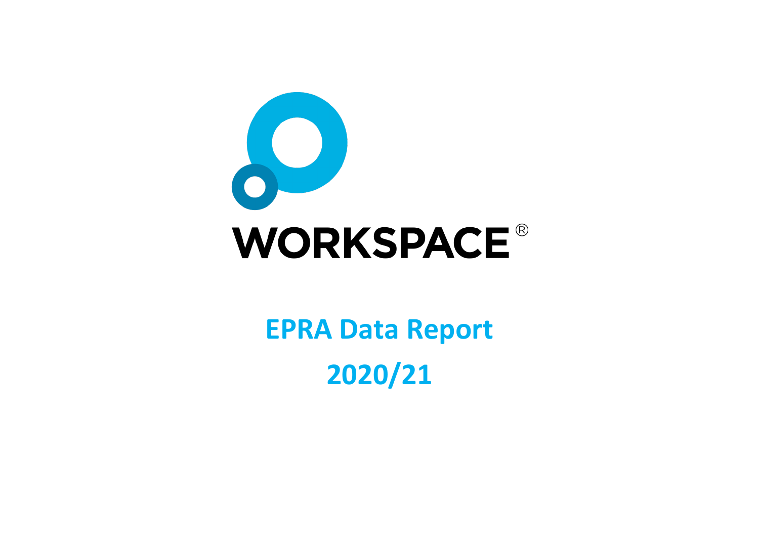WORKSPACE®

# EPRA Data Report

# 2020/21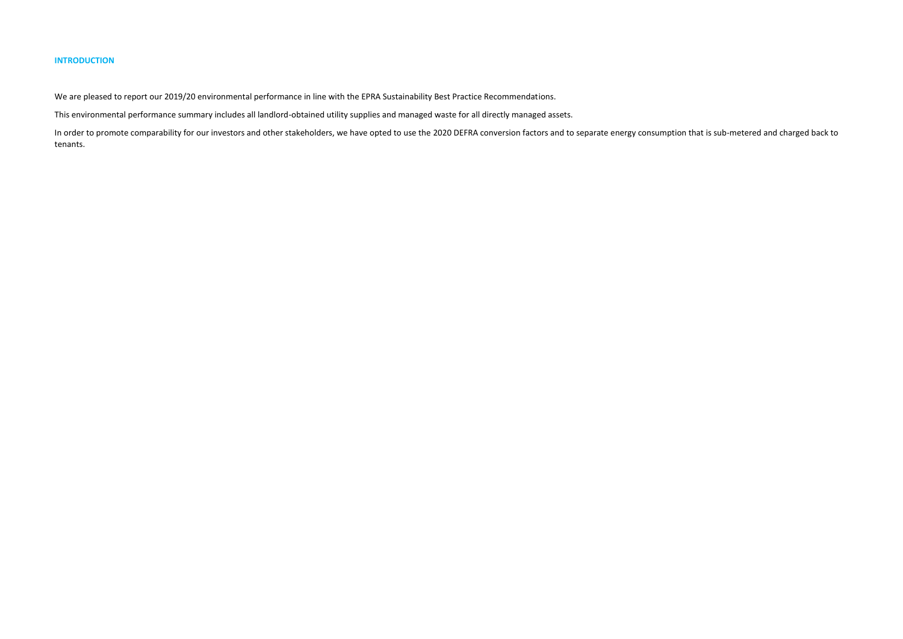## INTRODUCTION

We are pleased to report our 2019/20 environmental performance in line with the EPRA Sustainability Best Practice Recommendations.

This environmental performance summary includes all landlord-obtained utility supplies and managed waste for all directly managed assets.

In order to promote comparability for our investors and other stakeholders, we have opted to use the 2020 DEFRA conversion factors and to separate energy consumption that is sub-metered and charged back to tenants.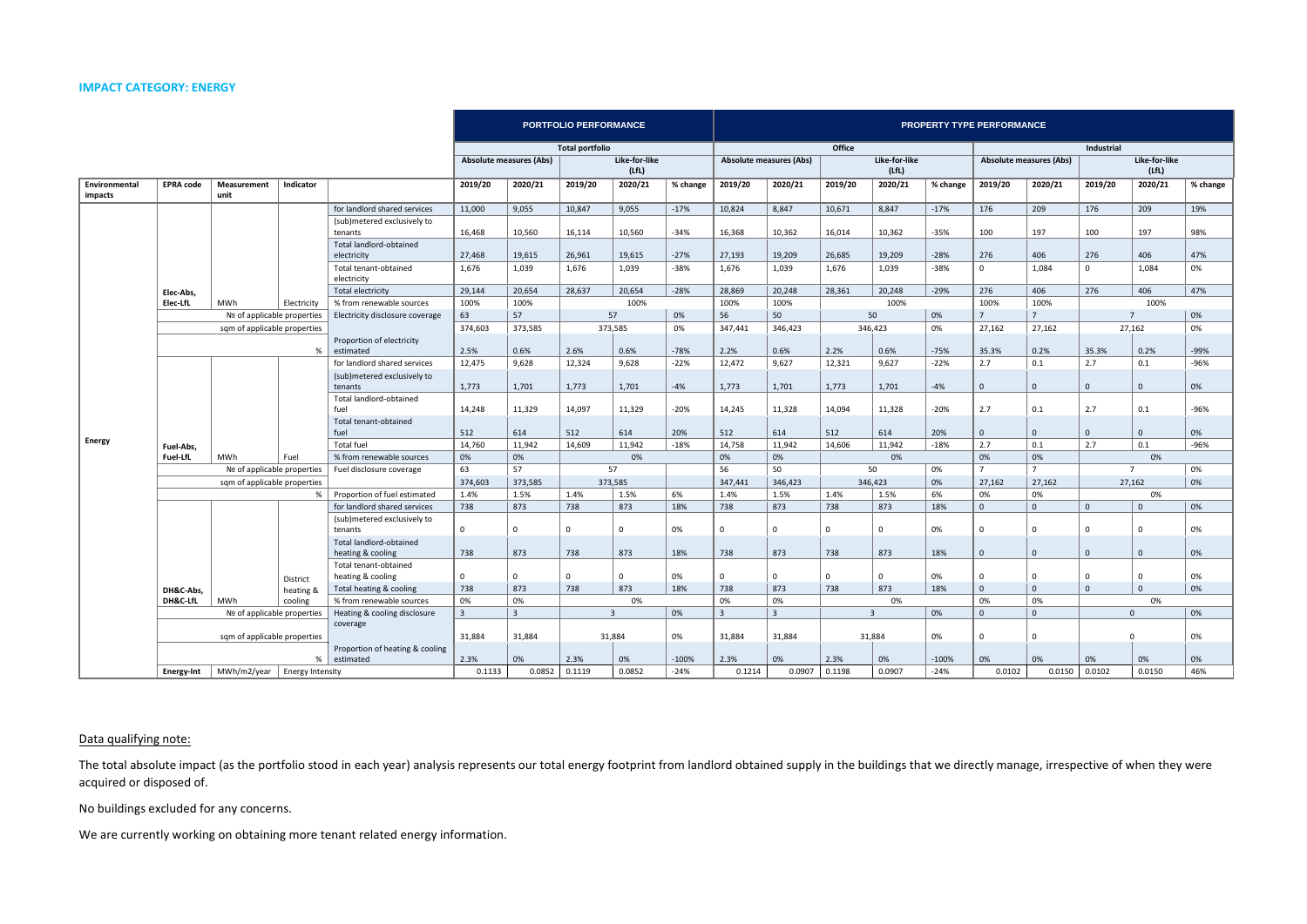**IMPACT CATEGORY: ENERGY**

| | | | | | PORTFOLIO PERFORMANCE | | | | | PROPERTY TYPE PERFORMANCE | | | | | | | | | |
|---|---|---|---|---|---|---|---|---|---|---|---|---|---|---|---|---|---|---|---|
| | | | | | Total portfolio | | | | | Office | | | | | Industrial | | | | |
| | | | | | Absolute measures (Abs) | | Like-for-like (LfL) | | | Absolute measures (Abs) | | Like-for-like (LfL) | | | Absolute measures (Abs) | | Like-for-like (LfL) | | |
| Environmental impacts | EPRA code | Measurement unit | Indicator | | 2019/20 | 2020/21 | 2019/20 | 2020/21 | % change | 2019/20 | 2020/21 | 2019/20 | 2020/21 | % change | 2019/20 | 2020/21 | 2019/20 | 2020/21 | % change |
| Energy | Elec-Abs, Elec-LfL | MWh | Electricity | for landlord shared services | 11,000 | 9,055 | 10,847 | 9,055 | -17% | 10,824 | 8,847 | 10,671 | 8,847 | -17% | 176 | 209 | 176 | 209 | 19% |
| | | | | (sub)metered exclusively to tenants | 16,468 | 10,560 | 16,114 | 10,560 | -34% | 16,368 | 10,362 | 16,014 | 10,362 | -35% | 100 | 197 | 100 | 197 | 98% |
| | | | | Total landlord-obtained electricity | 27,468 | 19,615 | 26,961 | 19,615 | -27% | 27,193 | 19,209 | 26,685 | 19,209 | -28% | 276 | 406 | 276 | 406 | 47% |
| | | | | Total tenant-obtained electricity | 1,676 | 1,039 | 1,676 | 1,039 | -38% | 1,676 | 1,039 | 1,676 | 1,039 | -38% | 0 | 1,084 | 0 | 1,084 | 0% |
| | | | | Total electricity | 29,144 | 20,654 | 28,637 | 20,654 | -28% | 28,869 | 20,248 | 28,361 | 20,248 | -29% | 276 | 406 | 276 | 406 | 47% |
| | | | | % from renewable sources | 100% | 100% | 100% | | | 100% | 100% | 100% | | | 100% | 100% | 100% | | |
| | № of applicable properties | | | Electricity disclosure coverage | 63 | 57 | 57 | | 0% | 56 | 50 | 50 | | 0% | 7 | 7 | 7 | | 0% |
| | sqm of applicable properties | | | | 374,603 | 373,585 | 373,585 | | 0% | 347,441 | 346,423 | 346,423 | | 0% | 27,162 | 27,162 | 27,162 | | 0% |
| | % | | | Proportion of electricity estimated | 2.5% | 0.6% | 2.6% | 0.6% | -78% | 2.2% | 0.6% | 2.2% | 0.6% | -75% | 35.3% | 0.2% | 35.3% | 0.2% | -99% |
| | Fuel-Abs, Fuel-LfL | MWh | Fuel | for landlord shared services | 12,475 | 9,628 | 12,324 | 9,628 | -22% | 12,472 | 9,627 | 12,321 | 9,627 | -22% | 2.7 | 0.1 | 2.7 | 0.1 | -96% |
| | | | | (sub)metered exclusively to tenants | 1,773 | 1,701 | 1,773 | 1,701 | -4% | 1,773 | 1,701 | 1,773 | 1,701 | -4% | 0 | 0 | 0 | 0 | 0% |
| | | | | Total landlord-obtained fuel | 14,248 | 11,329 | 14,097 | 11,329 | -20% | 14,245 | 11,328 | 14,094 | 11,328 | -20% | 2.7 | 0.1 | 2.7 | 0.1 | -96% |
| | | | | Total tenant-obtained fuel | 512 | 614 | 512 | 614 | 20% | 512 | 614 | 512 | 614 | 20% | 0 | 0 | 0 | 0 | 0% |
| | | | | Total fuel | 14,760 | 11,942 | 14,609 | 11,942 | -18% | 14,758 | 11,942 | 14,606 | 11,942 | -18% | 2.7 | 0.1 | 2.7 | 0.1 | -96% |
| | | | | % from renewable sources | 0% | 0% | 0% | | | 0% | 0% | 0% | | | 0% | 0% | 0% | | |
| | № of applicable properties | | | Fuel disclosure coverage | 63 | 57 | 57 | | | 56 | 50 | 50 | | 0% | 7 | 7 | 7 | | 0% |
| | sqm of applicable properties | | | | 374,603 | 373,585 | 373,585 | | | 347,441 | 346,423 | 346,423 | | 0% | 27,162 | 27,162 | 27,162 | | 0% |
| | % | | | Proportion of fuel estimated | 1.4% | 1.5% | 1.4% | 1.5% | 6% | 1.4% | 1.5% | 1.4% | 1.5% | 6% | 0% | 0% | 0% | | |
| | DH&C-Abs, DH&C-LfL | MWh | District heating & cooling | for landlord shared services | 738 | 873 | 738 | 873 | 18% | 738 | 873 | 738 | 873 | 18% | 0 | 0 | 0 | 0 | 0% |
| | | | | (sub)metered exclusively to tenants | 0 | 0 | 0 | 0 | 0% | 0 | 0 | 0 | 0 | 0% | 0 | 0 | 0 | 0 | 0% |
| | | | | Total landlord-obtained heating & cooling | 738 | 873 | 738 | 873 | 18% | 738 | 873 | 738 | 873 | 18% | 0 | 0 | 0 | 0 | 0% |
| | | | | Total tenant-obtained heating & cooling | 0 | 0 | 0 | 0 | 0% | 0 | 0 | 0 | 0 | 0% | 0 | 0 | 0 | 0 | 0% |
| | | | | Total heating & cooling | 738 | 873 | 738 | 873 | 18% | 738 | 873 | 738 | 873 | 18% | 0 | 0 | 0 | 0 | 0% |
| | | | | % from renewable sources | 0% | 0% | 0% | | | 0% | 0% | 0% | | | 0% | 0% | 0% | | |
| | № of applicable properties | | | Heating & cooling disclosure coverage | 3 | 3 | 3 | | 0% | 3 | 3 | 3 | | 0% | 0 | 0 | 0 | | 0% |
| | sqm of applicable properties | | | | 31,884 | 31,884 | 31,884 | | 0% | 31,884 | 31,884 | 31,884 | | 0% | 0 | 0 | 0 | | 0% |
| | % | | | Proportion of heating & cooling estimated | 2.3% | 0% | 2.3% | 0% | -100% | 2.3% | 0% | 2.3% | 0% | -100% | 0% | 0% | 0% | 0% | 0% |
| | Energy-Int | MWh/m2/year | Energy Intensity | | 0.1133 | 0.0852 | 0.1119 | 0.0852 | -24% | 0.1214 | 0.0907 | 0.1198 | 0.0907 | -24% | 0.0102 | 0.0150 | 0.0102 | 0.0150 | 46% |

Data qualifying note:

The total absolute impact (as the portfolio stood in each year) analysis represents our total energy footprint from landlord obtained supply in the buildings that we directly manage, irrespective of when they were acquired or disposed of.

No buildings excluded for any concerns.

We are currently working on obtaining more tenant related energy information.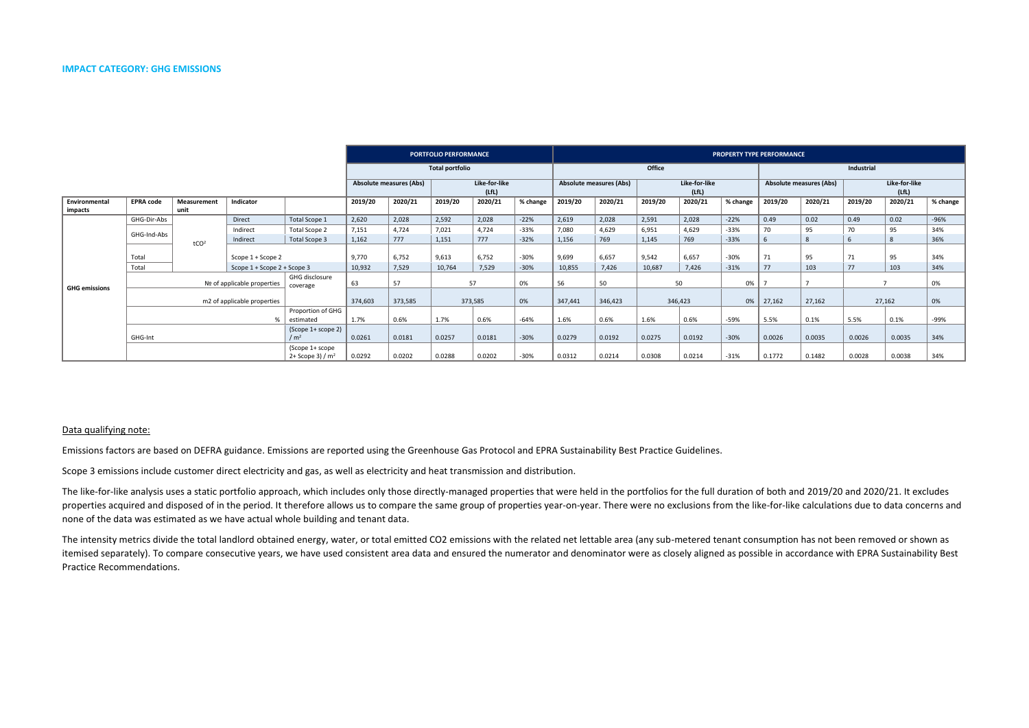**IMPACT CATEGORY: GHG EMISSIONS**

| | | | | | PORTFOLIO PERFORMANCE | | | | | PROPERTY TYPE PERFORMANCE | | | | | | | | | |
|---|---|---|---|---|---|---|---|---|---|---|---|---|---|---|---|---|---|---|---|
| | | | | | Total portfolio | | | | | Office | | | | | Industrial | | | | |
| | | | | | Absolute measures (Abs) | | Like-for-like (LfL) | | | Absolute measures (Abs) | | Like-for-like (LfL) | | | Absolute measures (Abs) | | Like-for-like (LfL) | | |
| Environmental impacts | EPRA code | Measurement unit | Indicator | | 2019/20 | 2020/21 | 2019/20 | 2020/21 | % change | 2019/20 | 2020/21 | 2019/20 | 2020/21 | % change | 2019/20 | 2020/21 | 2019/20 | 2020/21 | % change |
| GHG emissions | GHG-Dir-Abs | $tCO^2$ | Direct | Total Scope 1 | 2,620 | 2,028 | 2,592 | 2,028 | -22% | 2,619 | 2,028 | 2,591 | 2,028 | -22% | 0.49 | 0.02 | 0.49 | 0.02 | -96% |
| | GHG-Ind-Abs | | Indirect | Total Scope 2 | 7,151 | 4,724 | 7,021 | 4,724 | -33% | 7,080 | 4,629 | 6,951 | 4,629 | -33% | 70 | 95 | 70 | 95 | 34% |
| | | | Indirect | Total Scope 3 | 1,162 | 777 | 1,151 | 777 | -32% | 1,156 | 769 | 1,145 | 769 | -33% | 6 | 8 | 6 | 8 | 36% |
| | Total | | Scope 1 + Scope 2 | | 9,770 | 6,752 | 9,613 | 6,752 | -30% | 9,699 | 6,657 | 9,542 | 6,657 | -30% | 71 | 95 | 71 | 95 | 34% |
| | Total | | Scope 1 + Scope 2 + Scope 3 | | 10,932 | 7,529 | 10,764 | 7,529 | -30% | 10,855 | 7,426 | 10,687 | 7,426 | -31% | 77 | 103 | 77 | 103 | 34% |
| | | | № of applicable properties | GHG disclosure coverage | 63 | 57 | 57 | | 0% | 56 | 50 | 50 | | 0% | 7 | 7 | 7 | | 0% |
| | | | m2 of applicable properties | | 374,603 | 373,585 | 373,585 | | 0% | 347,441 | 346,423 | 346,423 | | 0% | 27,162 | 27,162 | 27,162 | | 0% |
| | | | % | Proportion of GHG estimated | 1.7% | 0.6% | 1.7% | 0.6% | -64% | 1.6% | 0.6% | 1.6% | 0.6% | -59% | 5.5% | 0.1% | 5.5% | 0.1% | -99% |
| | GHG-Int | | | (Scope 1+ scope 2) / m² | 0.0261 | 0.0181 | 0.0257 | 0.0181 | -30% | 0.0279 | 0.0192 | 0.0275 | 0.0192 | -30% | 0.0026 | 0.0035 | 0.0026 | 0.0035 | 34% |
| | | | | (Scope 1+ scope 2+ Scope 3) / m² | 0.0292 | 0.0202 | 0.0288 | 0.0202 | -30% | 0.0312 | 0.0214 | 0.0308 | 0.0214 | -31% | 0.1772 | 0.1482 | 0.0028 | 0.0038 | 34% |

Data qualifying note:

Emissions factors are based on DEFRA guidance. Emissions are reported using the Greenhouse Gas Protocol and EPRA Sustainability Best Practice Guidelines.

Scope 3 emissions include customer direct electricity and gas, as well as electricity and heat transmission and distribution.

The like-for-like analysis uses a static portfolio approach, which includes only those directly-managed properties that were held in the portfolios for the full duration of both and 2019/20 and 2020/21. It excludes properties acquired and disposed of in the period. It therefore allows us to compare the same group of properties year-on-year. There were no exclusions from the like-for-like calculations due to data concerns and none of the data was estimated as we have actual whole building and tenant data.

The intensity metrics divide the total landlord obtained energy, water, or total emitted CO2 emissions with the related net lettable area (any sub-metered tenant consumption has not been removed or shown as itemised separately). To compare consecutive years, we have used consistent area data and ensured the numerator and denominator were as closely aligned as possible in accordance with EPRA Sustainability Best Practice Recommendations.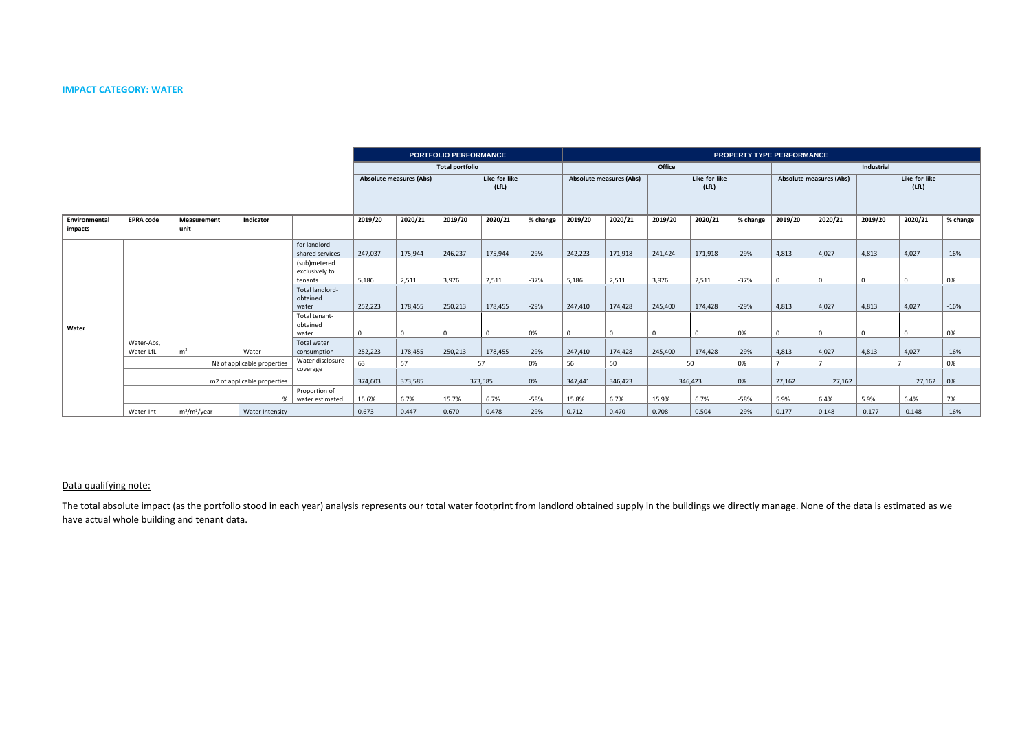**IMPACT CATEGORY: WATER**

| | | | | | PORTFOLIO PERFORMANCE | | | | | PROPERTY TYPE PERFORMANCE | | | | | | | | | |
|---|---|---|---|---|---|---|---|---|---|---|---|---|---|---|---|---|---|---|---|
| | | | | | Total portfolio | | | | | Office | | | | | Industrial | | | | |
| | | | | | Absolute measures (Abs) | | Like-for-like (LfL) | | | Absolute measures (Abs) | | Like-for-like (LfL) | | | Absolute measures (Abs) | | Like-for-like (LfL) | | |
| Environmental impacts | EPRA code | Measurement unit | Indicator | | 2019/20 | 2020/21 | 2019/20 | 2020/21 | % change | 2019/20 | 2020/21 | 2019/20 | 2020/21 | % change | 2019/20 | 2020/21 | 2019/20 | 2020/21 | % change |
| Water | | | | for landlord shared services | 247,037 | 175,944 | 246,237 | 175,944 | -29% | 242,223 | 171,918 | 241,424 | 171,918 | -29% | 4,813 | 4,027 | 4,813 | 4,027 | -16% |
| | | | | (sub)metered exclusively to tenants | 5,186 | 2,511 | 3,976 | 2,511 | -37% | 5,186 | 2,511 | 3,976 | 2,511 | -37% | 0 | 0 | 0 | 0 | 0% |
| | | | | Total landlord-obtained water | 252,223 | 178,455 | 250,213 | 178,455 | -29% | 247,410 | 174,428 | 245,400 | 174,428 | -29% | 4,813 | 4,027 | 4,813 | 4,027 | -16% |
| | | | | Total tenant-obtained water | 0 | 0 | 0 | 0 | 0% | 0 | 0 | 0 | 0 | 0% | 0 | 0 | 0 | 0 | 0% |
| | Water-Abs, Water-LfL | $m^3$ | Water | Total water consumption | 252,223 | 178,455 | 250,213 | 178,455 | -29% | 247,410 | 174,428 | 245,400 | 174,428 | -29% | 4,813 | 4,027 | 4,813 | 4,027 | -16% |
| | | | № of applicable properties | Water disclosure coverage | 63 | 57 | 57 | | 0% | 56 | 50 | 50 | | 0% | 7 | 7 | 7 | | 0% |
| | | | m2 of applicable properties | | 374,603 | 373,585 | 373,585 | | 0% | 347,441 | 346,423 | 346,423 | | 0% | 27,162 | 27,162 | 27,162 | | 0% |
| | | | % | Proportion of water estimated | 15.6% | 6.7% | 15.7% | 6.7% | -58% | 15.8% | 6.7% | 15.9% | 6.7% | -58% | 5.9% | 6.4% | 5.9% | 6.4% | 7% |
| | Water-Int | $m^3/m^2/year$ | Water Intensity | | 0.673 | 0.447 | 0.670 | 0.478 | -29% | 0.712 | 0.470 | 0.708 | 0.504 | -29% | 0.177 | 0.148 | 0.177 | 0.148 | -16% |

Data qualifying note:

The total absolute impact (as the portfolio stood in each year) analysis represents our total water footprint from landlord obtained supply in the buildings we directly manage. None of the data is estimated as we have actual whole building and tenant data.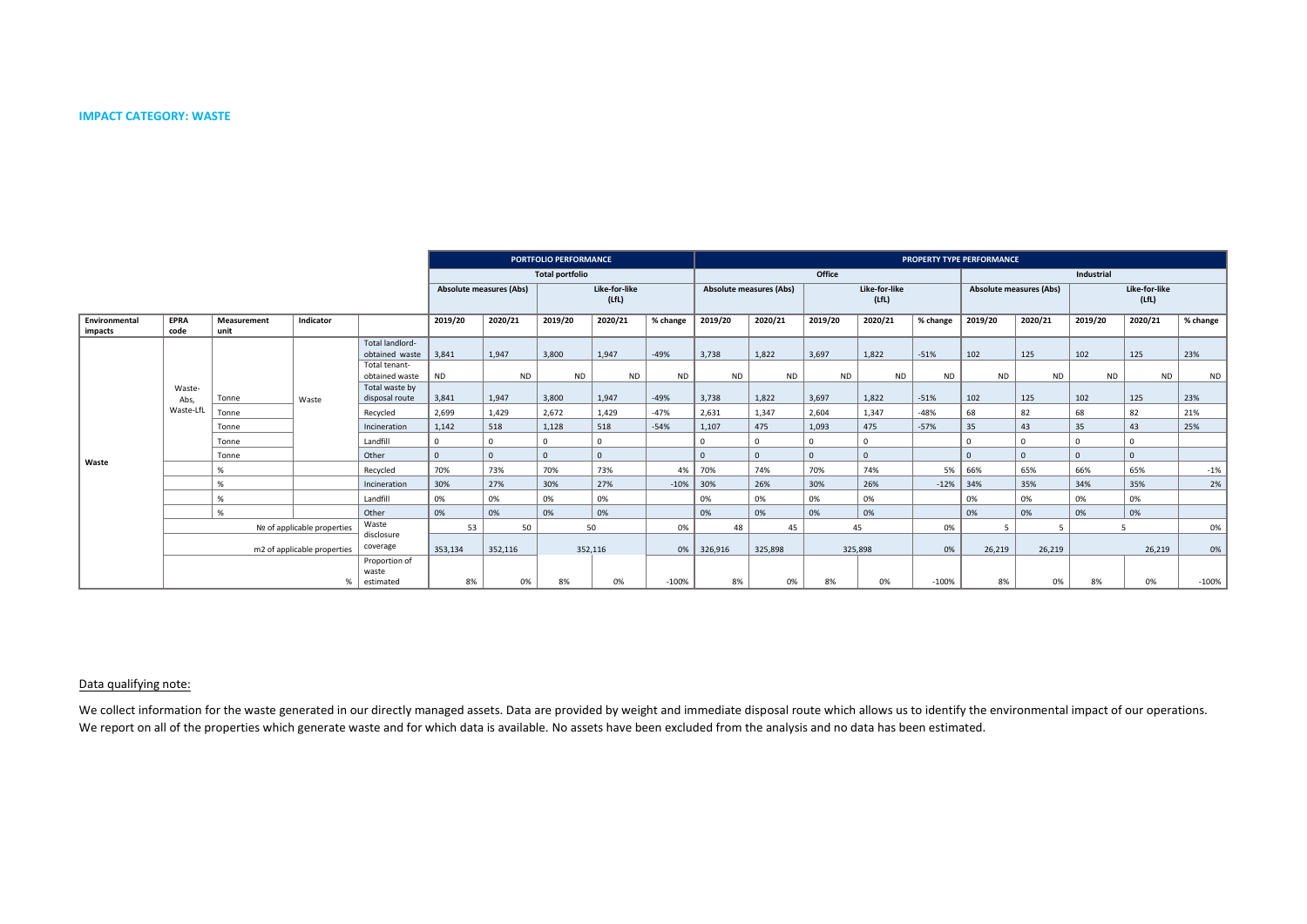**IMPACT CATEGORY: WASTE**

| | | | | | PORTFOLIO PERFORMANCE | | | | | PROPERTY TYPE PERFORMANCE | | | | | | | | | |
|---|---|---|---|---|---|---|---|---|---|---|---|---|---|---|---|---|---|---|---|
| | | | | | Total portfolio | | | | | Office | | | | | Industrial | | | | |
| | | | | | Absolute measures (Abs) | | Like-for-like (LfL) | | | Absolute measures (Abs) | | Like-for-like (LfL) | | | Absolute measures (Abs) | | Like-for-like (LfL) | | |
| Environmental impacts | EPRA code | Measurement unit | Indicator | | 2019/20 | 2020/21 | 2019/20 | 2020/21 | % change | 2019/20 | 2020/21 | 2019/20 | 2020/21 | % change | 2019/20 | 2020/21 | 2019/20 | 2020/21 | % change |
| Waste | Waste-Abs, Waste-LfL | Tonne | Waste | Total landlord-obtained waste | 3,841 | 1,947 | 3,800 | 1,947 | -49% | 3,738 | 1,822 | 3,697 | 1,822 | -51% | 102 | 125 | 102 | 125 | 23% |
| | | | | Total tenant-obtained waste | ND | ND | ND | ND | ND | ND | ND | ND | ND | ND | ND | ND | ND | ND | ND |
| | | | | Total waste by disposal route | 3,841 | 1,947 | 3,800 | 1,947 | -49% | 3,738 | 1,822 | 3,697 | 1,822 | -51% | 102 | 125 | 102 | 125 | 23% |
| | | Tonne | | Recycled | 2,699 | 1,429 | 2,672 | 1,429 | -47% | 2,631 | 1,347 | 2,604 | 1,347 | -48% | 68 | 82 | 68 | 82 | 21% |
| | | Tonne | | Incineration | 1,142 | 518 | 1,128 | 518 | -54% | 1,107 | 475 | 1,093 | 475 | -57% | 35 | 43 | 35 | 43 | 25% |
| | | Tonne | | Landfill | 0 | 0 | 0 | 0 | | 0 | 0 | 0 | 0 | | 0 | 0 | 0 | 0 | |
| | | Tonne | | Other | 0 | 0 | 0 | 0 | | 0 | 0 | 0 | 0 | | 0 | 0 | 0 | 0 | |
| | | % | | Recycled | 70% | 73% | 70% | 73% | 4% | 70% | 74% | 70% | 74% | 5% | 66% | 65% | 66% | 65% | -1% |
| | | % | | Incineration | 30% | 27% | 30% | 27% | -10% | 30% | 26% | 30% | 26% | -12% | 34% | 35% | 34% | 35% | 2% |
| | | % | | Landfill | 0% | 0% | 0% | 0% | | 0% | 0% | 0% | 0% | | 0% | 0% | 0% | 0% | |
| | | % | | Other | 0% | 0% | 0% | 0% | | 0% | 0% | 0% | 0% | | 0% | 0% | 0% | 0% | |
| | | | № of applicable properties | Waste disclosure coverage | 53 | 50 | 50 | | 0% | 48 | 45 | 45 | | 0% | 5 | 5 | 5 | | 0% |
| | | | m2 of applicable properties | | 353,134 | 352,116 | 352,116 | | 0% | 326,916 | 325,898 | 325,898 | | 0% | 26,219 | 26,219 | 26,219 | | 0% |
| | | | % | Proportion of waste estimated | 8% | 0% | 8% | 0% | -100% | 8% | 0% | 8% | 0% | -100% | 8% | 0% | 8% | 0% | -100% |

Data qualifying note:

We collect information for the waste generated in our directly managed assets. Data are provided by weight and immediate disposal route which allows us to identify the environmental impact of our operations. We report on all of the properties which generate waste and for which data is available. No assets have been excluded from the analysis and no data has been estimated.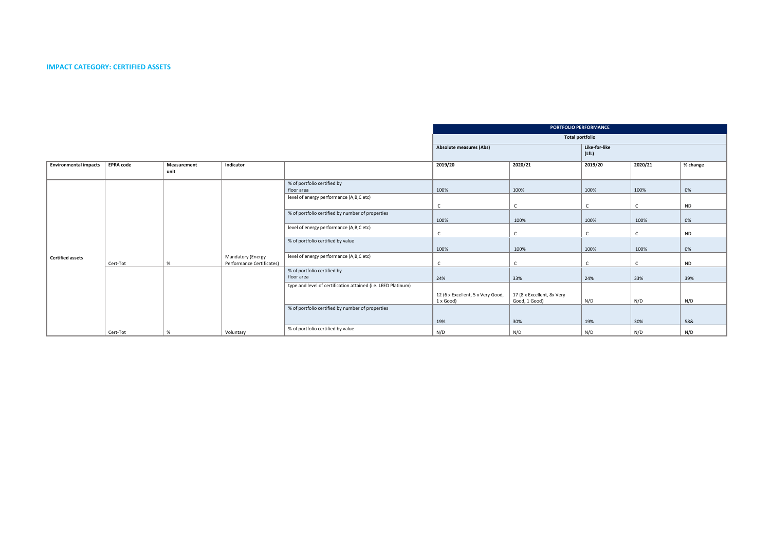## IMPACT CATEGORY: CERTIFIED ASSETS

| | | | | | PORTFOLIO PERFORMANCE | | | | |
|---|---|---|---|---|---|---|---|---|---|
| | | | | | Total portfolio | | | | |
| | | | | | Absolute measures (Abs) | | Like-for-like (LfL) | | |
| Environmental impacts | EPRA code | Measurement unit | Indicator | | 2019/20 | 2020/21 | 2019/20 | 2020/21 | % change |
| Certified assets | Cert-Tot | % | Mandatory (Energy Performance Certificates) | % of portfolio certified by floor area | 100% | 100% | 100% | 100% | 0% |
| | | | | level of energy performance (A,B,C etc) | C | C | C | C | ND |
| | | | | % of portfolio certified by number of properties | 100% | 100% | 100% | 100% | 0% |
| | | | | level of energy performance (A,B,C etc) | C | C | C | C | ND |
| | | | | % of portfolio certified by value | 100% | 100% | 100% | 100% | 0% |
| | | | | level of energy performance (A,B,C etc) | C | C | C | C | ND |
| | Cert-Tot | % | Voluntary | % of portfolio certified by floor area | 24% | 33% | 24% | 33% | 39% |
| | | | | type and level of certification attained (i.e. LEED Platinum) | 12 (6 x Excellent, 5 x Very Good, 1 x Good) | 17 (8 x Excellent, 8x Very Good, 1 Good) | N/D | N/D | N/D |
| | | | | % of portfolio certified by number of properties | 19% | 30% | 19% | 30% | 58& |
| | | | | % of portfolio certified by value | N/D | N/D | N/D | N/D | N/D |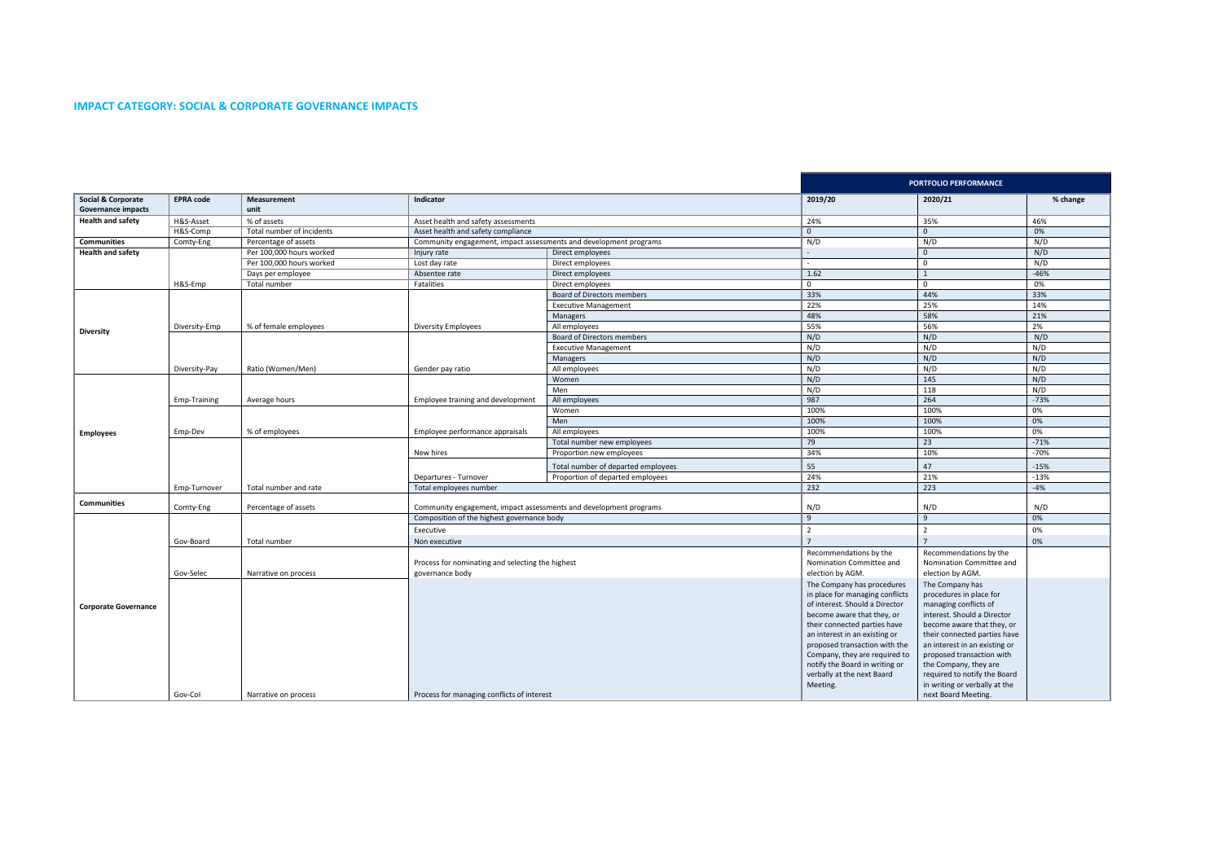## IMPACT CATEGORY: SOCIAL & CORPORATE GOVERNANCE IMPACTS

| Social & Corporate Governance impacts | EPRA code | Measurement unit | Indicator | | PORTFOLIO PERFORMANCE 2019/20 | 2020/21 | % change |
|---|---|---|---|---|---|---|---|
| Health and safety | H&S-Asset | % of assets | Asset health and safety assessments | | 24% | 35% | 46% |
| | H&S-Comp | Total number of incidents | Asset health and safety compliance | | 0 | 0 | 0% |
| Communities | Comty-Eng | Percentage of assets | Community engagement, impact assessments and development programs | | N/D | N/D | N/D |
| Health and safety | | Per 100,000 hours worked | Injury rate | Direct employees | - | 0 | N/D |
| | | Per 100,000 hours worked | Lost day rate | Direct employees | - | 0 | N/D |
| | | Days per employee | Absentee rate | Direct employees | 1.62 | 1 | -46% |
| | H&S-Emp | Total number | Fatalities | Direct employees | 0 | 0 | 0% |
| Diversity | Diversity-Emp | % of female employees | Diversity Employees | Board of Directors members | 33% | 44% | 33% |
| | | | | Executive Management | 22% | 25% | 14% |
| | | | | Managers | 48% | 58% | 21% |
| | | | | All employees | 55% | 56% | 2% |
| | Diversity-Pay | Ratio (Women/Men) | Gender pay ratio | Board of Directors members | N/D | N/D | N/D |
| | | | | Executive Management | N/D | N/D | N/D |
| | | | | Managers | N/D | N/D | N/D |
| | | | | All employees | N/D | N/D | N/D |
| Employees | Emp-Training | Average hours | Employee training and development | Women | N/D | 145 | N/D |
| | | | | Men | N/D | 118 | N/D |
| | | | | All employees | 987 | 264 | -73% |
| | Emp-Dev | % of employees | Employee performance appraisals | Women | 100% | 100% | 0% |
| | | | | Men | 100% | 100% | 0% |
| | | | | All employees | 100% | 100% | 0% |
| | Emp-Turnover | Total number and rate | New hires | Total number new employees | 79 | 23 | -71% |
| | | | | Proportion new employees | 34% | 10% | -70% |
| | | | Departures - Turnover | Total number of departed employees | 55 | 47 | -15% |
| | | | | Proportion of departed employees | 24% | 21% | -13% |
| | | | Total employees number | | 232 | 223 | -4% |
| Communities | Comty-Eng | Percentage of assets | Community engagement, impact assessments and development programs | | N/D | N/D | N/D |
| Corporate Governance | Gov-Board | Total number | Composition of the highest governance body | | 9 | 9 | 0% |
| | | | Executive | | 2 | 2 | 0% |
| | | | Non executive | | 7 | 7 | 0% |
| | Gov-Selec | Narrative on process | Process for nominating and selecting the highest governance body | | Recommendations by the Nomination Committee and election by AGM. | Recommendations by the Nomination Committee and election by AGM. | |
| | Gov-CoI | Narrative on process | Process for managing conflicts of interest | | The Company has procedures in place for managing conflicts of interest. Should a Director become aware that they, or their connected parties have an interest in an existing or proposed transaction with the Company, they are required to notify the Board in writing or verbally at the next Baord Meeting. | The Company has procedures in place for managing conflicts of interest. Should a Director become aware that they, or their connected parties have an interest in an existing or proposed transaction with the Company, they are required to notify the Board in writing or verbally at the next Board Meeting. | |